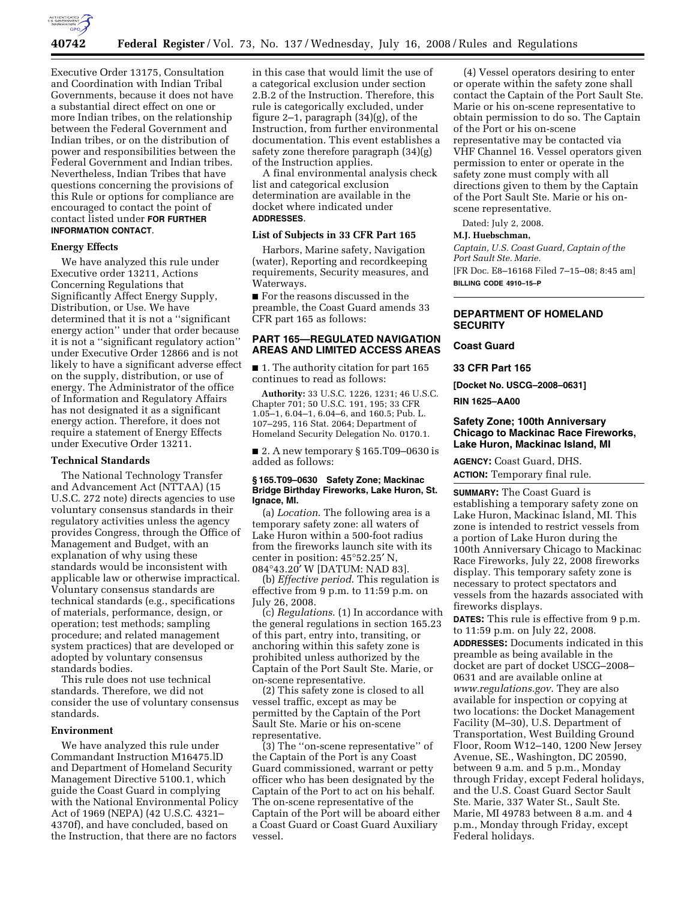Executive Order 13175, Consultation and Coordination with Indian Tribal Governments, because it does not have a substantial direct effect on one or more Indian tribes, on the relationship between the Federal Government and Indian tribes, or on the distribution of power and responsibilities between the Federal Government and Indian tribes. Nevertheless, Indian Tribes that have questions concerning the provisions of this Rule or options for compliance are encouraged to contact the point of contact listed under **FOR FURTHER INFORMATION CONTACT**.

### Energy Effects

We have analyzed this rule under Executive order 13211, Actions Concerning Regulations that Significantly Affect Energy Supply, Distribution, or Use. We have determined that it is not a ''significant energy action'' under that order because it is not a ''significant regulatory action'' under Executive Order 12866 and is not likely to have a significant adverse effect on the supply, distribution, or use of energy. The Administrator of the office of Information and Regulatory Affairs has not designated it as a significant energy action. Therefore, it does not require a statement of Energy Effects under Executive Order 13211.

### Technical Standards

The National Technology Transfer and Advancement Act (NTTAA) (15 U.S.C. 272 note) directs agencies to use voluntary consensus standards in their regulatory activities unless the agency provides Congress, through the Office of Management and Budget, with an explanation of why using these standards would be inconsistent with applicable law or otherwise impractical. Voluntary consensus standards are technical standards (e.g., specifications of materials, performance, design, or operation; test methods; sampling procedure; and related management system practices) that are developed or adopted by voluntary consensus standards bodies.

This rule does not use technical standards. Therefore, we did not consider the use of voluntary consensus standards.

### Environment

We have analyzed this rule under Commandant Instruction M16475.lD and Department of Homeland Security Management Directive 5100.1, which guide the Coast Guard in complying with the National Environmental Policy Act of 1969 (NEPA) (42 U.S.C. 4321–4370f), and have concluded, based on the Instruction, that there are no factors in this case that would limit the use of a categorical exclusion under section 2.B.2 of the Instruction. Therefore, this rule is categorically excluded, under figure 2–1, paragraph (34)(g), of the Instruction, from further environmental documentation. This event establishes a safety zone therefore paragraph (34)(g) of the Instruction applies.

A final environmental analysis check list and categorical exclusion determination are available in the docket where indicated under **ADDRESSES**.

### List of Subjects in 33 CFR Part 165

Harbors, Marine safety, Navigation (water), Reporting and recordkeeping requirements, Security measures, and Waterways.

■ For the reasons discussed in the preamble, the Coast Guard amends 33 CFR part 165 as follows:

## PART 165—REGULATED NAVIGATION AREAS AND LIMITED ACCESS AREAS

■ 1. The authority citation for part 165 continues to read as follows:

**Authority:** 33 U.S.C. 1226, 1231; 46 U.S.C. Chapter 701; 50 U.S.C. 191, 195; 33 CFR 1.05–1, 6.04–1, 6.04–6, and 160.5; Pub. L. 107–295, 116 Stat. 2064; Department of Homeland Security Delegation No. 0170.1.

■ 2. A new temporary § 165.T09–0630 is added as follows:

#### § 165.T09–0630 Safety Zone; Mackinac Bridge Birthday Fireworks, Lake Huron, St. Ignace, MI.

(a) *Location*. The following area is a temporary safety zone: all waters of Lake Huron within a 500-foot radius from the fireworks launch site with its center in position: 45°52.25′ N, 084°43.20′ W [DATUM: NAD 83].

(b) *Effective period*. This regulation is effective from 9 p.m. to 11:59 p.m. on July 26, 2008.

(c) *Regulations*. (1) In accordance with the general regulations in section 165.23 of this part, entry into, transiting, or anchoring within this safety zone is prohibited unless authorized by the Captain of the Port Sault Ste. Marie, or on-scene representative.

(2) This safety zone is closed to all vessel traffic, except as may be permitted by the Captain of the Port Sault Ste. Marie or his on-scene representative.

(3) The ''on-scene representative'' of the Captain of the Port is any Coast Guard commissioned, warrant or petty officer who has been designated by the Captain of the Port to act on his behalf. The on-scene representative of the Captain of the Port will be aboard either a Coast Guard or Coast Guard Auxiliary vessel.

(4) Vessel operators desiring to enter or operate within the safety zone shall contact the Captain of the Port Sault Ste. Marie or his on-scene representative to obtain permission to do so. The Captain of the Port or his on-scene representative may be contacted via VHF Channel 16. Vessel operators given permission to enter or operate in the safety zone must comply with all directions given to them by the Captain of the Port Sault Ste. Marie or his on-scene representative.

Dated: July 2, 2008.

**M.J. Huebschman,**

*Captain, U.S. Coast Guard, Captain of the Port Sault Ste. Marie.*

[FR Doc. E8–16168 Filed 7–15–08; 8:45 am]

**BILLING CODE 4910–15–P**

---

## DEPARTMENT OF HOMELAND SECURITY

### Coast Guard

### 33 CFR Part 165

**[Docket No. USCG–2008–0631]**

**RIN 1625–AA00**

## Safety Zone; 100th Anniversary Chicago to Mackinac Race Fireworks, Lake Huron, Mackinac Island, MI

**AGENCY:** Coast Guard, DHS.

**ACTION:** Temporary final rule.

**SUMMARY:** The Coast Guard is establishing a temporary safety zone on Lake Huron, Mackinac Island, MI. This zone is intended to restrict vessels from a portion of Lake Huron during the 100th Anniversary Chicago to Mackinac Race Fireworks, July 22, 2008 fireworks display. This temporary safety zone is necessary to protect spectators and vessels from the hazards associated with fireworks displays.

**DATES:** This rule is effective from 9 p.m. to 11:59 p.m. on July 22, 2008.

**ADDRESSES:** Documents indicated in this preamble as being available in the docket are part of docket USCG–2008–0631 and are available online at *www.regulations.gov*. They are also available for inspection or copying at two locations: the Docket Management Facility (M–30), U.S. Department of Transportation, West Building Ground Floor, Room W12–140, 1200 New Jersey Avenue, SE., Washington, DC 20590, between 9 a.m. and 5 p.m., Monday through Friday, except Federal holidays, and the U.S. Coast Guard Sector Sault Ste. Marie, 337 Water St., Sault Ste. Marie, MI 49783 between 8 a.m. and 4 p.m., Monday through Friday, except Federal holidays.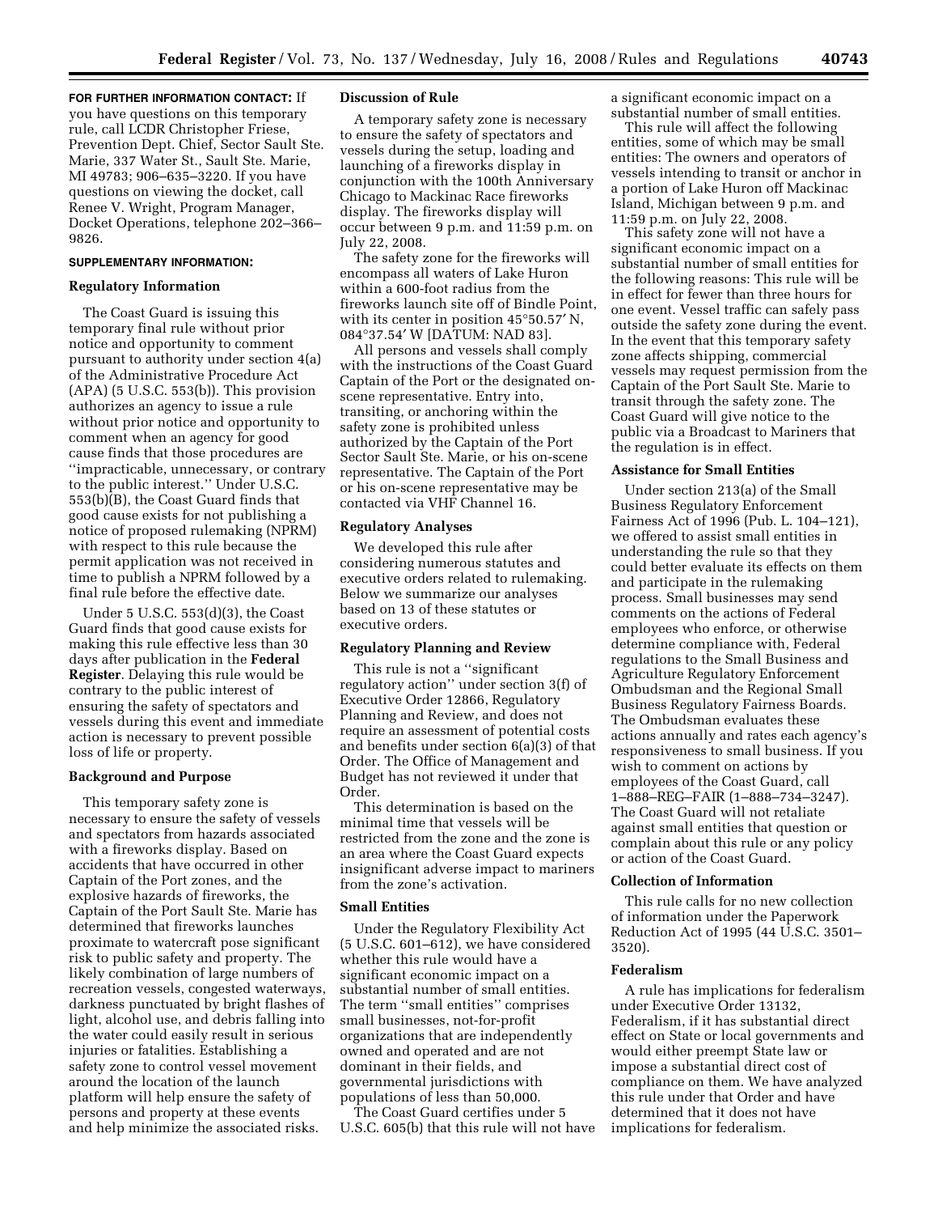**FOR FURTHER INFORMATION CONTACT:** If you have questions on this temporary rule, call LCDR Christopher Friese, Prevention Dept. Chief, Sector Sault Ste. Marie, 337 Water St., Sault Ste. Marie, MI 49783; 906–635–3220. If you have questions on viewing the docket, call Renee V. Wright, Program Manager, Docket Operations, telephone 202–366–9826.

**SUPPLEMENTARY INFORMATION:**

## Regulatory Information

The Coast Guard is issuing this temporary final rule without prior notice and opportunity to comment pursuant to authority under section 4(a) of the Administrative Procedure Act (APA) (5 U.S.C. 553(b)). This provision authorizes an agency to issue a rule without prior notice and opportunity to comment when an agency for good cause finds that those procedures are ''impracticable, unnecessary, or contrary to the public interest.'' Under U.S.C. 553(b)(B), the Coast Guard finds that good cause exists for not publishing a notice of proposed rulemaking (NPRM) with respect to this rule because the permit application was not received in time to publish a NPRM followed by a final rule before the effective date.

Under 5 U.S.C. 553(d)(3), the Coast Guard finds that good cause exists for making this rule effective less than 30 days after publication in the **Federal Register**. Delaying this rule would be contrary to the public interest of ensuring the safety of spectators and vessels during this event and immediate action is necessary to prevent possible loss of life or property.

## Background and Purpose

This temporary safety zone is necessary to ensure the safety of vessels and spectators from hazards associated with a fireworks display. Based on accidents that have occurred in other Captain of the Port zones, and the explosive hazards of fireworks, the Captain of the Port Sault Ste. Marie has determined that fireworks launches proximate to watercraft pose significant risk to public safety and property. The likely combination of large numbers of recreation vessels, congested waterways, darkness punctuated by bright flashes of light, alcohol use, and debris falling into the water could easily result in serious injuries or fatalities. Establishing a safety zone to control vessel movement around the location of the launch platform will help ensure the safety of persons and property at these events and help minimize the associated risks.

## Discussion of Rule

A temporary safety zone is necessary to ensure the safety of spectators and vessels during the setup, loading and launching of a fireworks display in conjunction with the 100th Anniversary Chicago to Mackinac Race fireworks display. The fireworks display will occur between 9 p.m. and 11:59 p.m. on July 22, 2008.

The safety zone for the fireworks will encompass all waters of Lake Huron within a 600-foot radius from the fireworks launch site off of Bindle Point, with its center in position 45°50.57′ N, 084°37.54′ W [DATUM: NAD 83].

All persons and vessels shall comply with the instructions of the Coast Guard Captain of the Port or the designated on-scene representative. Entry into, transiting, or anchoring within the safety zone is prohibited unless authorized by the Captain of the Port Sector Sault Ste. Marie, or his on-scene representative. The Captain of the Port or his on-scene representative may be contacted via VHF Channel 16.

## Regulatory Analyses

We developed this rule after considering numerous statutes and executive orders related to rulemaking. Below we summarize our analyses based on 13 of these statutes or executive orders.

## Regulatory Planning and Review

This rule is not a ''significant regulatory action'' under section 3(f) of Executive Order 12866, Regulatory Planning and Review, and does not require an assessment of potential costs and benefits under section 6(a)(3) of that Order. The Office of Management and Budget has not reviewed it under that Order.

This determination is based on the minimal time that vessels will be restricted from the zone and the zone is an area where the Coast Guard expects insignificant adverse impact to mariners from the zone's activation.

## Small Entities

Under the Regulatory Flexibility Act (5 U.S.C. 601–612), we have considered whether this rule would have a significant economic impact on a substantial number of small entities. The term ''small entities'' comprises small businesses, not-for-profit organizations that are independently owned and operated and are not dominant in their fields, and governmental jurisdictions with populations of less than 50,000.

The Coast Guard certifies under 5 U.S.C. 605(b) that this rule will not have a significant economic impact on a substantial number of small entities.

This rule will affect the following entities, some of which may be small entities: The owners and operators of vessels intending to transit or anchor in a portion of Lake Huron off Mackinac Island, Michigan between 9 p.m. and 11:59 p.m. on July 22, 2008.

This safety zone will not have a significant economic impact on a substantial number of small entities for the following reasons: This rule will be in effect for fewer than three hours for one event. Vessel traffic can safely pass outside the safety zone during the event. In the event that this temporary safety zone affects shipping, commercial vessels may request permission from the Captain of the Port Sault Ste. Marie to transit through the safety zone. The Coast Guard will give notice to the public via a Broadcast to Mariners that the regulation is in effect.

## Assistance for Small Entities

Under section 213(a) of the Small Business Regulatory Enforcement Fairness Act of 1996 (Pub. L. 104–121), we offered to assist small entities in understanding the rule so that they could better evaluate its effects on them and participate in the rulemaking process. Small businesses may send comments on the actions of Federal employees who enforce, or otherwise determine compliance with, Federal regulations to the Small Business and Agriculture Regulatory Enforcement Ombudsman and the Regional Small Business Regulatory Fairness Boards. The Ombudsman evaluates these actions annually and rates each agency's responsiveness to small business. If you wish to comment on actions by employees of the Coast Guard, call 1–888–REG–FAIR (1–888–734–3247). The Coast Guard will not retaliate against small entities that question or complain about this rule or any policy or action of the Coast Guard.

## Collection of Information

This rule calls for no new collection of information under the Paperwork Reduction Act of 1995 (44 U.S.C. 3501–3520).

## Federalism

A rule has implications for federalism under Executive Order 13132, Federalism, if it has substantial direct effect on State or local governments and would either preempt State law or impose a substantial direct cost of compliance on them. We have analyzed this rule under that Order and have determined that it does not have implications for federalism.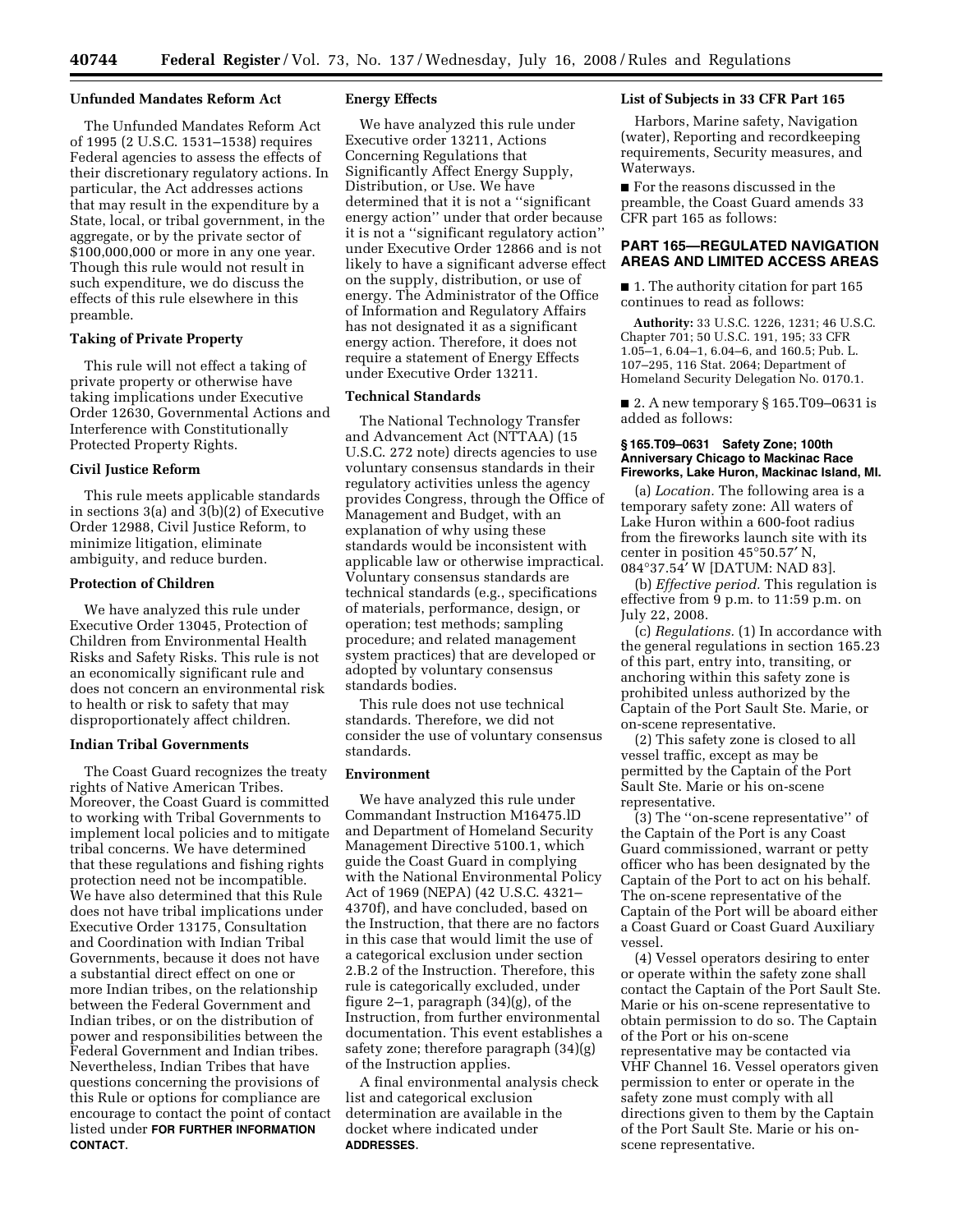### Unfunded Mandates Reform Act

The Unfunded Mandates Reform Act of 1995 (2 U.S.C. 1531–1538) requires Federal agencies to assess the effects of their discretionary regulatory actions. In particular, the Act addresses actions that may result in the expenditure by a State, local, or tribal government, in the aggregate, or by the private sector of $100,000,000 or more in any one year. Though this rule would not result in such expenditure, we do discuss the effects of this rule elsewhere in this preamble.

### Taking of Private Property

This rule will not effect a taking of private property or otherwise have taking implications under Executive Order 12630, Governmental Actions and Interference with Constitutionally Protected Property Rights.

### Civil Justice Reform

This rule meets applicable standards in sections 3(a) and 3(b)(2) of Executive Order 12988, Civil Justice Reform, to minimize litigation, eliminate ambiguity, and reduce burden.

### Protection of Children

We have analyzed this rule under Executive Order 13045, Protection of Children from Environmental Health Risks and Safety Risks. This rule is not an economically significant rule and does not concern an environmental risk to health or risk to safety that may disproportionately affect children.

### Indian Tribal Governments

The Coast Guard recognizes the treaty rights of Native American Tribes. Moreover, the Coast Guard is committed to working with Tribal Governments to implement local policies and to mitigate tribal concerns. We have determined that these regulations and fishing rights protection need not be incompatible. We have also determined that this Rule does not have tribal implications under Executive Order 13175, Consultation and Coordination with Indian Tribal Governments, because it does not have a substantial direct effect on one or more Indian tribes, on the relationship between the Federal Government and Indian tribes, or on the distribution of power and responsibilities between the Federal Government and Indian tribes. Nevertheless, Indian Tribes that have questions concerning the provisions of this Rule or options for compliance are encourage to contact the point of contact listed under **FOR FURTHER INFORMATION CONTACT**.

### Energy Effects

We have analyzed this rule under Executive order 13211, Actions Concerning Regulations that Significantly Affect Energy Supply, Distribution, or Use. We have determined that it is not a ''significant energy action'' under that order because it is not a ''significant regulatory action'' under Executive Order 12866 and is not likely to have a significant adverse effect on the supply, distribution, or use of energy. The Administrator of the Office of Information and Regulatory Affairs has not designated it as a significant energy action. Therefore, it does not require a statement of Energy Effects under Executive Order 13211.

### Technical Standards

The National Technology Transfer and Advancement Act (NTTAA) (15 U.S.C. 272 note) directs agencies to use voluntary consensus standards in their regulatory activities unless the agency provides Congress, through the Office of Management and Budget, with an explanation of why using these standards would be inconsistent with applicable law or otherwise impractical. Voluntary consensus standards are technical standards (e.g., specifications of materials, performance, design, or operation; test methods; sampling procedure; and related management system practices) that are developed or adopted by voluntary consensus standards bodies.

This rule does not use technical standards. Therefore, we did not consider the use of voluntary consensus standards.

### Environment

We have analyzed this rule under Commandant Instruction M16475.lD and Department of Homeland Security Management Directive 5100.1, which guide the Coast Guard in complying with the National Environmental Policy Act of 1969 (NEPA) (42 U.S.C. 4321–4370f), and have concluded, based on the Instruction, that there are no factors in this case that would limit the use of a categorical exclusion under section 2.B.2 of the Instruction. Therefore, this rule is categorically excluded, under figure 2–1, paragraph (34)(g), of the Instruction, from further environmental documentation. This event establishes a safety zone; therefore paragraph (34)(g) of the Instruction applies.

A final environmental analysis check list and categorical exclusion determination are available in the docket where indicated under **ADDRESSES**.

### List of Subjects in 33 CFR Part 165

Harbors, Marine safety, Navigation (water), Reporting and recordkeeping requirements, Security measures, and Waterways.

■ For the reasons discussed in the preamble, the Coast Guard amends 33 CFR part 165 as follows:

## PART 165—REGULATED NAVIGATION AREAS AND LIMITED ACCESS AREAS

■ 1. The authority citation for part 165 continues to read as follows:

**Authority:** 33 U.S.C. 1226, 1231; 46 U.S.C. Chapter 701; 50 U.S.C. 191, 195; 33 CFR 1.05–1, 6.04–1, 6.04–6, and 160.5; Pub. L. 107–295, 116 Stat. 2064; Department of Homeland Security Delegation No. 0170.1.

■ 2. A new temporary § 165.T09–0631 is added as follows:

#### § 165.T09–0631 Safety Zone; 100th Anniversary Chicago to Mackinac Race Fireworks, Lake Huron, Mackinac Island, MI.

(a) *Location.* The following area is a temporary safety zone: All waters of Lake Huron within a 600-foot radius from the fireworks launch site with its center in position 45°50.57′ N, 084°37.54′ W [DATUM: NAD 83].

(b) *Effective period.* This regulation is effective from 9 p.m. to 11:59 p.m. on July 22, 2008.

(c) *Regulations.* (1) In accordance with the general regulations in section 165.23 of this part, entry into, transiting, or anchoring within this safety zone is prohibited unless authorized by the Captain of the Port Sault Ste. Marie, or on-scene representative.

(2) This safety zone is closed to all vessel traffic, except as may be permitted by the Captain of the Port Sault Ste. Marie or his on-scene representative.

(3) The ''on-scene representative'' of the Captain of the Port is any Coast Guard commissioned, warrant or petty officer who has been designated by the Captain of the Port to act on his behalf. The on-scene representative of the Captain of the Port will be aboard either a Coast Guard or Coast Guard Auxiliary vessel.

(4) Vessel operators desiring to enter or operate within the safety zone shall contact the Captain of the Port Sault Ste. Marie or his on-scene representative to obtain permission to do so. The Captain of the Port or his on-scene representative may be contacted via VHF Channel 16. Vessel operators given permission to enter or operate in the safety zone must comply with all directions given to them by the Captain of the Port Sault Ste. Marie or his on-scene representative.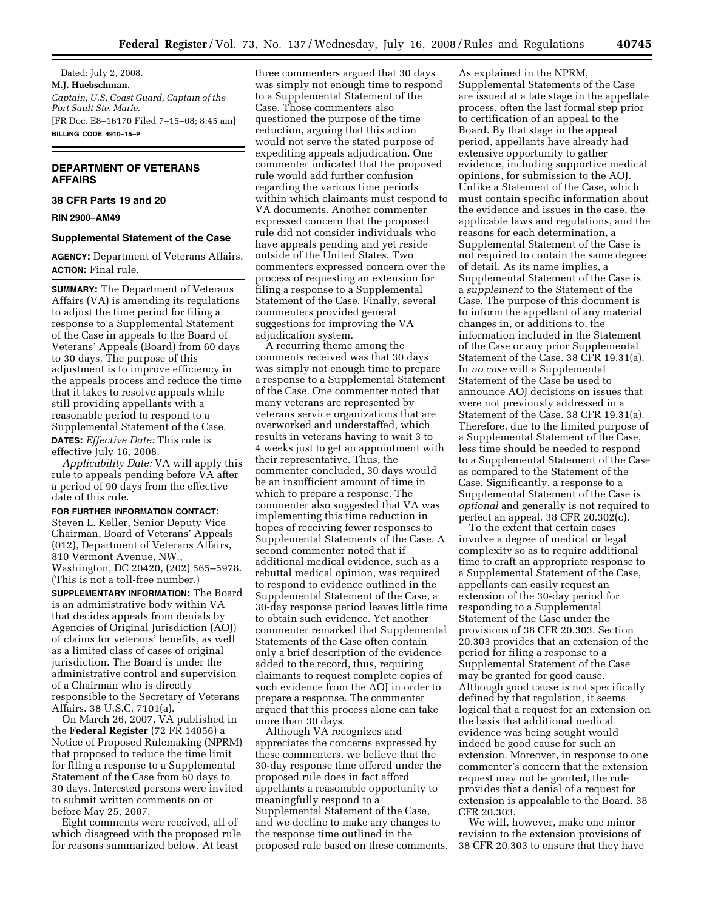Dated: July 2, 2008.

**M.J. Huebschman,**

*Captain, U.S. Coast Guard, Captain of the Port Sault Ste. Marie.*

[FR Doc. E8–16170 Filed 7–15–08; 8:45 am]

**BILLING CODE 4910–15–P**

## DEPARTMENT OF VETERANS AFFAIRS

### 38 CFR Parts 19 and 20

**RIN 2900–AM49**

### Supplemental Statement of the Case

**AGENCY:** Department of Veterans Affairs.

**ACTION:** Final rule.

**SUMMARY:** The Department of Veterans Affairs (VA) is amending its regulations to adjust the time period for filing a response to a Supplemental Statement of the Case in appeals to the Board of Veterans' Appeals (Board) from 60 days to 30 days. The purpose of this adjustment is to improve efficiency in the appeals process and reduce the time that it takes to resolve appeals while still providing appellants with a reasonable period to respond to a Supplemental Statement of the Case.

**DATES:** *Effective Date:* This rule is effective July 16, 2008.

*Applicability Date:* VA will apply this rule to appeals pending before VA after a period of 90 days from the effective date of this rule.

**FOR FURTHER INFORMATION CONTACT:** Steven L. Keller, Senior Deputy Vice Chairman, Board of Veterans' Appeals (012), Department of Veterans Affairs, 810 Vermont Avenue, NW., Washington, DC 20420, (202) 565–5978. (This is not a toll-free number.)

**SUPPLEMENTARY INFORMATION:** The Board is an administrative body within VA that decides appeals from denials by Agencies of Original Jurisdiction (AOJ) of claims for veterans' benefits, as well as a limited class of cases of original jurisdiction. The Board is under the administrative control and supervision of a Chairman who is directly responsible to the Secretary of Veterans Affairs. 38 U.S.C. 7101(a).

On March 26, 2007, VA published in the **Federal Register** (72 FR 14056) a Notice of Proposed Rulemaking (NPRM) that proposed to reduce the time limit for filing a response to a Supplemental Statement of the Case from 60 days to 30 days. Interested persons were invited to submit written comments on or before May 25, 2007.

Eight comments were received, all of which disagreed with the proposed rule for reasons summarized below. At least three commenters argued that 30 days was simply not enough time to respond to a Supplemental Statement of the Case. Those commenters also questioned the purpose of the time reduction, arguing that this action would not serve the stated purpose of expediting appeals adjudication. One commenter indicated that the proposed rule would add further confusion regarding the various time periods within which claimants must respond to VA documents. Another commenter expressed concern that the proposed rule did not consider individuals who have appeals pending and yet reside outside of the United States. Two commenters expressed concern over the process of requesting an extension for filing a response to a Supplemental Statement of the Case. Finally, several commenters provided general suggestions for improving the VA adjudication system.

A recurring theme among the comments received was that 30 days was simply not enough time to prepare a response to a Supplemental Statement of the Case. One commenter noted that many veterans are represented by veterans service organizations that are overworked and understaffed, which results in veterans having to wait 3 to 4 weeks just to get an appointment with their representative. Thus, the commenter concluded, 30 days would be an insufficient amount of time in which to prepare a response. The commenter also suggested that VA was implementing this time reduction in hopes of receiving fewer responses to Supplemental Statements of the Case. A second commenter noted that if additional medical evidence, such as a rebuttal medical opinion, was required to respond to evidence outlined in the Supplemental Statement of the Case, a 30-day response period leaves little time to obtain such evidence. Yet another commenter remarked that Supplemental Statements of the Case often contain only a brief description of the evidence added to the record, thus, requiring claimants to request complete copies of such evidence from the AOJ in order to prepare a response. The commenter argued that this process alone can take more than 30 days.

Although VA recognizes and appreciates the concerns expressed by these commenters, we believe that the 30-day response time offered under the proposed rule does in fact afford appellants a reasonable opportunity to meaningfully respond to a Supplemental Statement of the Case, and we decline to make any changes to the response time outlined in the proposed rule based on these comments. As explained in the NPRM, Supplemental Statements of the Case are issued at a late stage in the appellate process, often the last formal step prior to certification of an appeal to the Board. By that stage in the appeal period, appellants have already had extensive opportunity to gather evidence, including supportive medical opinions, for submission to the AOJ. Unlike a Statement of the Case, which must contain specific information about the evidence and issues in the case, the applicable laws and regulations, and the reasons for each determination, a Supplemental Statement of the Case is not required to contain the same degree of detail. As its name implies, a Supplemental Statement of the Case is a *supplement* to the Statement of the Case. The purpose of this document is to inform the appellant of any material changes in, or additions to, the information included in the Statement of the Case or any prior Supplemental Statement of the Case. 38 CFR 19.31(a). In *no case* will a Supplemental Statement of the Case be used to announce AOJ decisions on issues that were not previously addressed in a Statement of the Case. 38 CFR 19.31(a). Therefore, due to the limited purpose of a Supplemental Statement of the Case, less time should be needed to respond to a Supplemental Statement of the Case as compared to the Statement of the Case. Significantly, a response to a Supplemental Statement of the Case is *optional* and generally is not required to perfect an appeal. 38 CFR 20.302(c).

To the extent that certain cases involve a degree of medical or legal complexity so as to require additional time to craft an appropriate response to a Supplemental Statement of the Case, appellants can easily request an extension of the 30-day period for responding to a Supplemental Statement of the Case under the provisions of 38 CFR 20.303. Section 20.303 provides that an extension of the period for filing a response to a Supplemental Statement of the Case may be granted for good cause. Although good cause is not specifically defined by that regulation, it seems logical that a request for an extension on the basis that additional medical evidence was being sought would indeed be good cause for such an extension. Moreover, in response to one commenter's concern that the extension request may not be granted, the rule provides that a denial of a request for extension is appealable to the Board. 38 CFR 20.303.

We will, however, make one minor revision to the extension provisions of 38 CFR 20.303 to ensure that they have